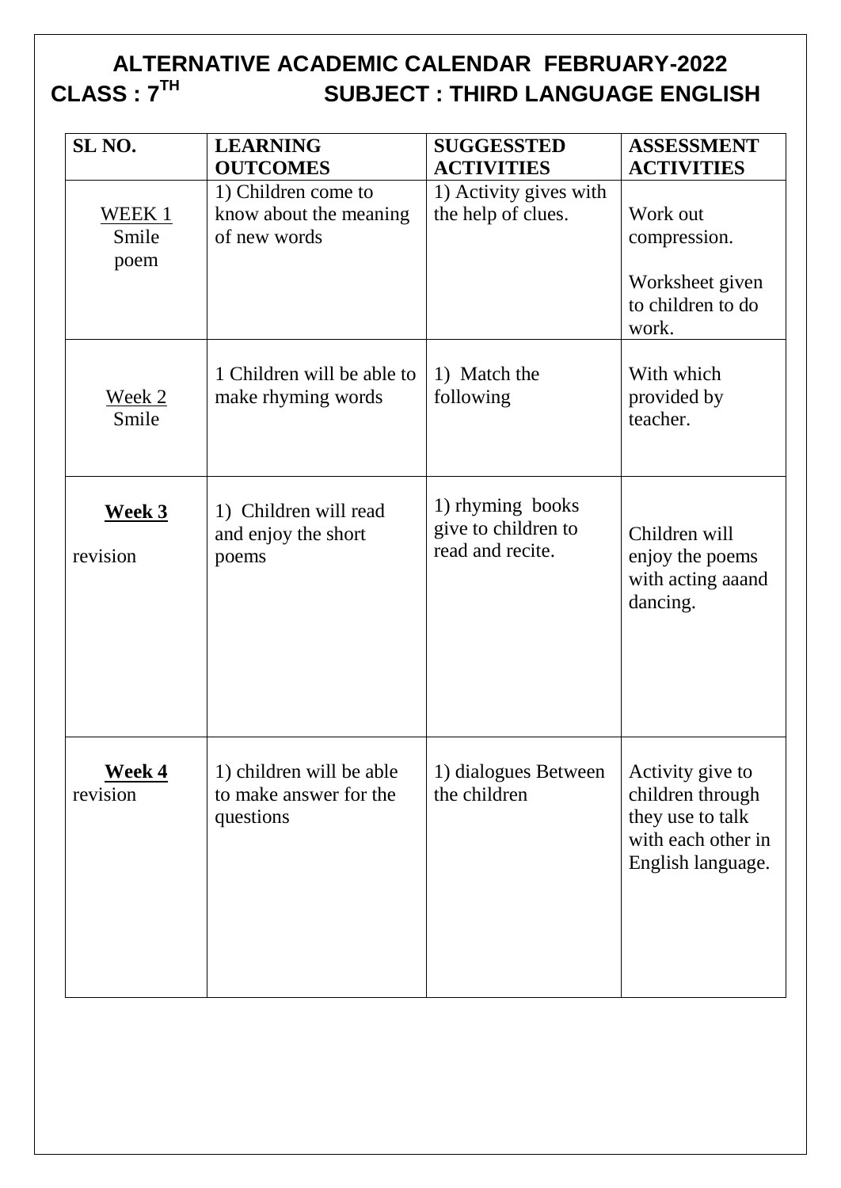# ALTERNATIVE ACADEMIC CALENDAR FEBRUARY-2022

## CLASS : 7TH SUBJECT : THIRD LANGUAGE ENGLISH

| SL NO. | LEARNING OUTCOMES | SUGGESSTED ACTIVITIES | ASSESSMENT ACTIVITIES |
|---|---|---|---|
| WEEK 1 Smile poem | 1) Children come to know about the meaning of new words | 1) Activity gives with the help of clues. | Work out compression. Worksheet given to children to do work. |
| Week 2 Smile | 1 Children will be able to make rhyming words | 1) Match the following | With which provided by teacher. |
| **Week 3** revision | 1) Children will read and enjoy the short poems | 1) rhyming books give to children to read and recite. | Children will enjoy the poems with acting aaand dancing. |
| **Week 4** revision | 1) children will be able to make answer for the questions | 1) dialogues Between the children | Activity give to children through they use to talk with each other in English language. |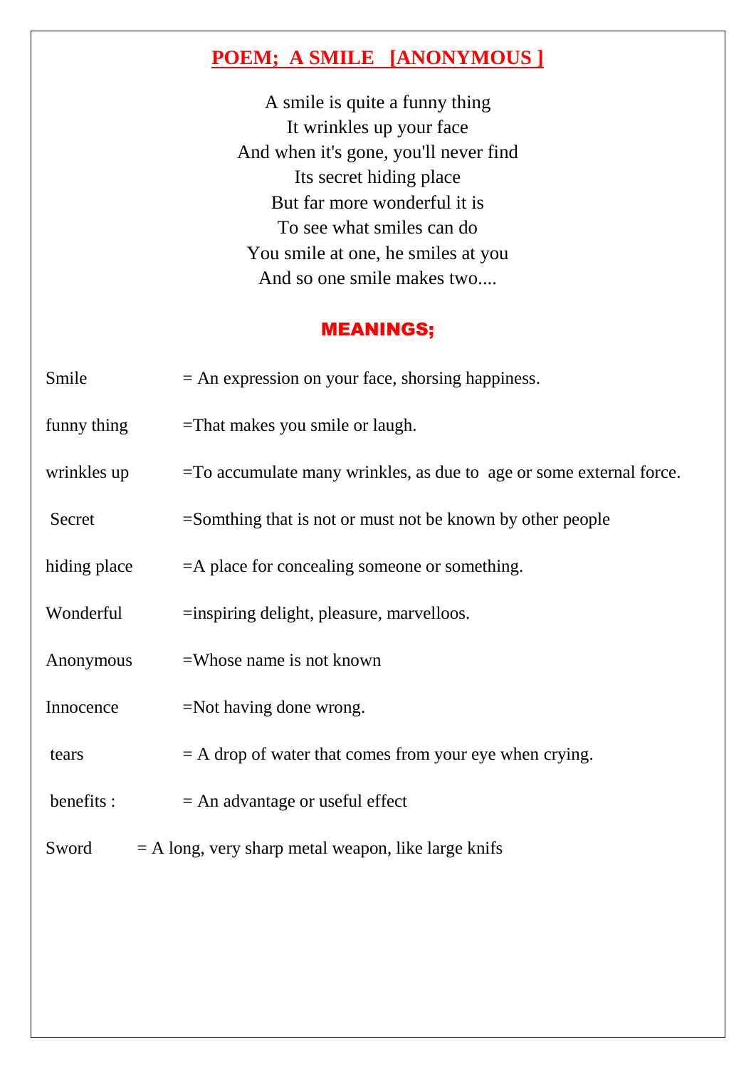## POEM; A SMILE [ANONYMOUS ]

A smile is quite a funny thing  
It wrinkles up your face  
And when it's gone, you'll never find  
Its secret hiding place  
But far more wonderful it is  
To see what smiles can do  
You smile at one, he smiles at you  
And so one smile makes two....

## MEANINGS;

Smile = An expression on your face, shorsing happiness.

funny thing =That makes you smile or laugh.

wrinkles up =To accumulate many wrinkles, as due to age or some external force.

Secret =Somthing that is not or must not be known by other people

hiding place =A place for concealing someone or something.

Wonderful =inspiring delight, pleasure, marvelloos.

Anonymous =Whose name is not known

Innocence =Not having done wrong.

tears = A drop of water that comes from your eye when crying.

benefits : = An advantage or useful effect

Sword = A long, very sharp metal weapon, like large knifs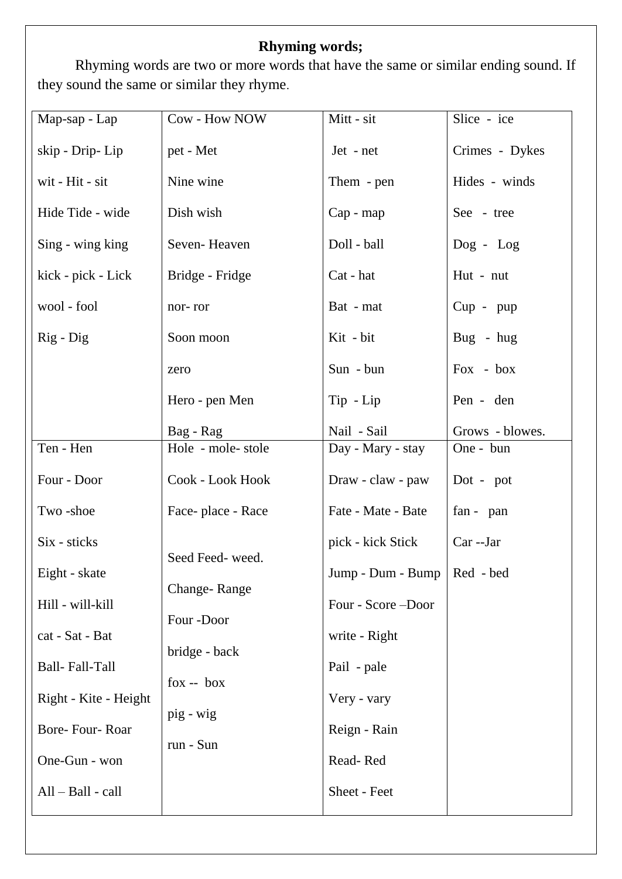**Rhyming words;**

Rhyming words are two or more words that have the same or similar ending sound. If they sound the same or similar they rhyme.

| | | | |
|---|---|---|---|
| Map-sap - Lap<br><br>skip - Drip- Lip<br><br>wit - Hit - sit<br><br>Hide Tide - wide<br><br>Sing - wing king<br><br>kick - pick - Lick<br><br>wool - fool<br><br>Rig - Dig | Cow - How NOW<br><br>pet - Met<br><br>Nine wine<br><br>Dish wish<br><br>Seven- Heaven<br><br>Bridge - Fridge<br><br>nor- ror<br><br>Soon moon<br><br>zero<br><br>Hero - pen Men<br><br>Bag - Rag | Mitt - sit<br><br>Jet - net<br><br>Them - pen<br><br>Cap - map<br><br>Doll - ball<br><br>Cat - hat<br><br>Bat - mat<br><br>Kit - bit<br><br>Sun - bun<br><br>Tip - Lip<br><br>Nail - Sail | Slice - ice<br><br>Crimes - Dykes<br><br>Hides - winds<br><br>See - tree<br><br>Dog - Log<br><br>Hut - nut<br><br>Cup - pup<br><br>Bug - hug<br><br>Fox - box<br><br>Pen - den<br><br>Grows - blowes. |
| Ten - Hen<br><br>Four - Door<br><br>Two -shoe<br><br>Six - sticks<br><br>Eight - skate<br><br>Hill - will-kill<br><br>cat - Sat - Bat<br><br>Ball- Fall-Tall<br><br>Right - Kite - Height<br><br>Bore- Four- Roar<br><br>One-Gun - won<br><br>All – Ball - call | Hole - mole- stole<br><br>Cook - Look Hook<br><br>Face- place - Race<br><br>Seed Feed- weed.<br><br>Change- Range<br><br>Four -Door<br><br>bridge - back<br><br>fox -- box<br><br>pig - wig<br><br>run - Sun | Day - Mary - stay<br><br>Draw - claw - paw<br><br>Fate - Mate - Bate<br><br>pick - kick Stick<br><br>Jump - Dum - Bump<br><br>Four - Score –Door<br><br>write - Right<br><br>Pail - pale<br><br>Very - vary<br><br>Reign - Rain<br><br>Read- Red<br><br>Sheet - Feet | One - bun<br><br>Dot - pot<br><br>fan - pan<br><br>Car --Jar<br><br>Red - bed |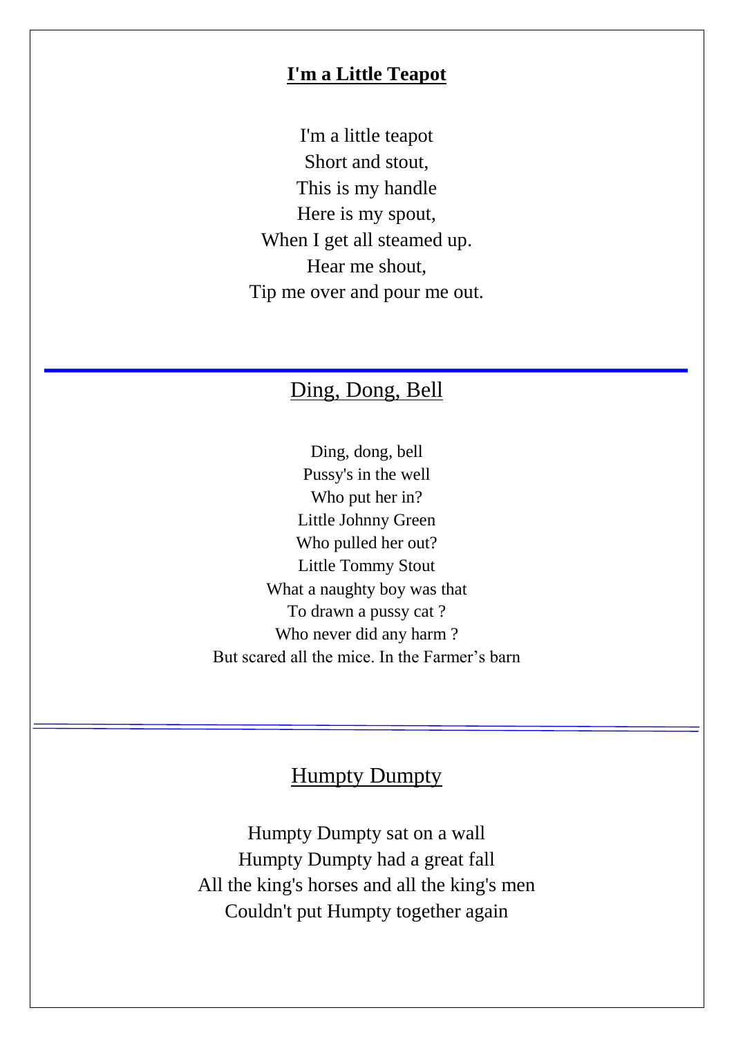## I'm a Little Teapot

I'm a little teapot  
Short and stout,  
This is my handle  
Here is my spout,  
When I get all steamed up.  
Hear me shout,  
Tip me over and pour me out.

---

## Ding, Dong, Bell

Ding, dong, bell  
Pussy's in the well  
Who put her in?  
Little Johnny Green  
Who pulled her out?  
Little Tommy Stout  
What a naughty boy was that  
To drawn a pussy cat ?  
Who never did any harm ?  
But scared all the mice. In the Farmer's barn

---

## Humpty Dumpty

Humpty Dumpty sat on a wall  
Humpty Dumpty had a great fall  
All the king's horses and all the king's men  
Couldn't put Humpty together again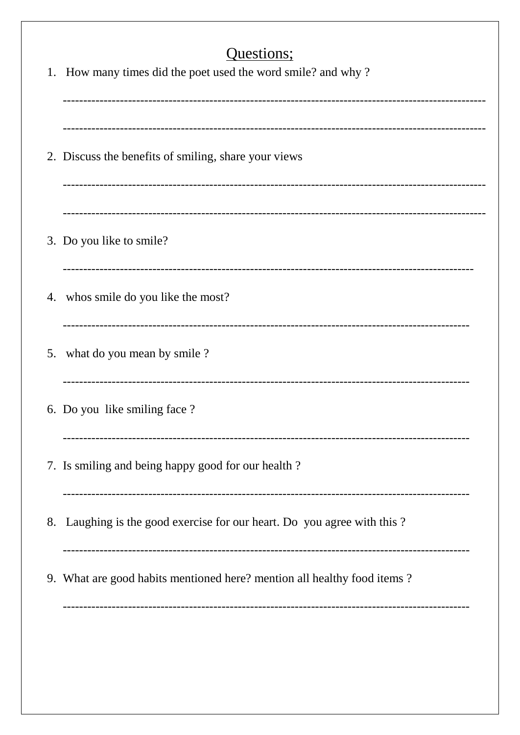## Questions;

1. How many times did the poet used the word smile? and why ?

---------------------------------------------------------------------------------------------------------

---------------------------------------------------------------------------------------------------------

2. Discuss the benefits of smiling, share your views

---------------------------------------------------------------------------------------------------------

---------------------------------------------------------------------------------------------------------

3. Do you like to smile?

------------------------------------------------------------------------------------------------------

4. whos smile do you like the most?

-----------------------------------------------------------------------------------------------------

5. what do you mean by smile ?

-----------------------------------------------------------------------------------------------------

6. Do you like smiling face ?

-----------------------------------------------------------------------------------------------------

7. Is smiling and being happy good for our health ?

-----------------------------------------------------------------------------------------------------

8. Laughing is the good exercise for our heart. Do you agree with this ?

-----------------------------------------------------------------------------------------------------

9. What are good habits mentioned here? mention all healthy food items ?

-----------------------------------------------------------------------------------------------------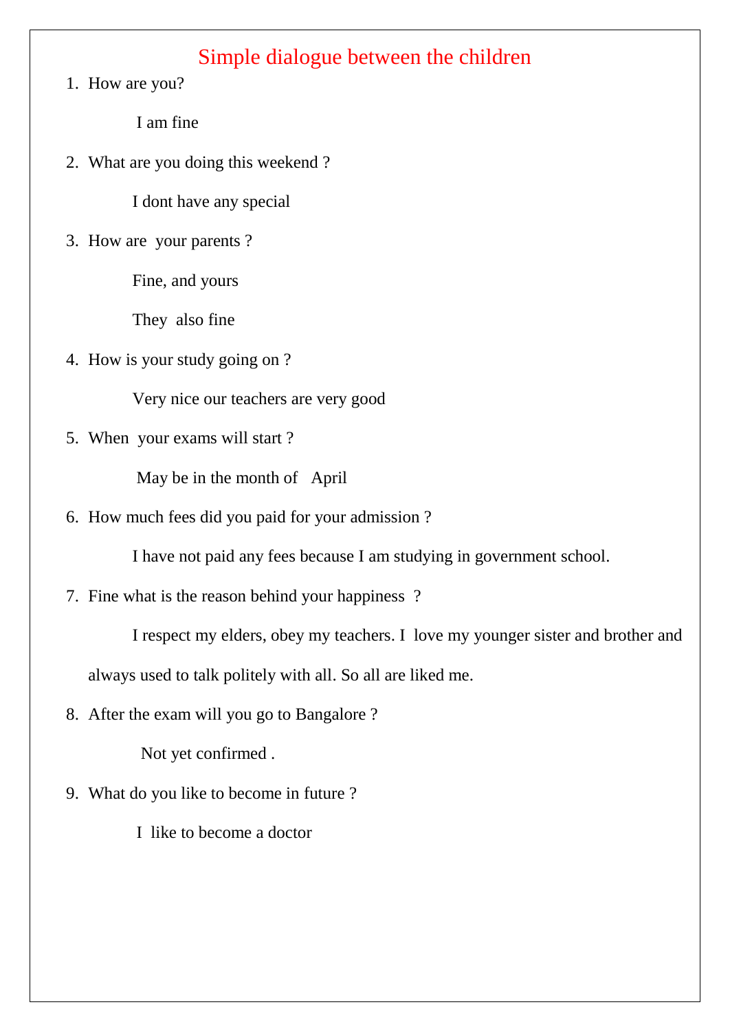# Simple dialogue between the children

1. How are you?

   I am fine

2. What are you doing this weekend ?

   I dont have any special

3. How are your parents ?

   Fine, and yours

   They also fine

4. How is your study going on ?

   Very nice our teachers are very good

5. When your exams will start ?

   May be in the month of April

6. How much fees did you paid for your admission ?

   I have not paid any fees because I am studying in government school.

7. Fine what is the reason behind your happiness ?

   I respect my elders, obey my teachers. I love my younger sister and brother and always used to talk politely with all. So all are liked me.

8. After the exam will you go to Bangalore ?

   Not yet confirmed .

9. What do you like to become in future ?

   I like to become a doctor